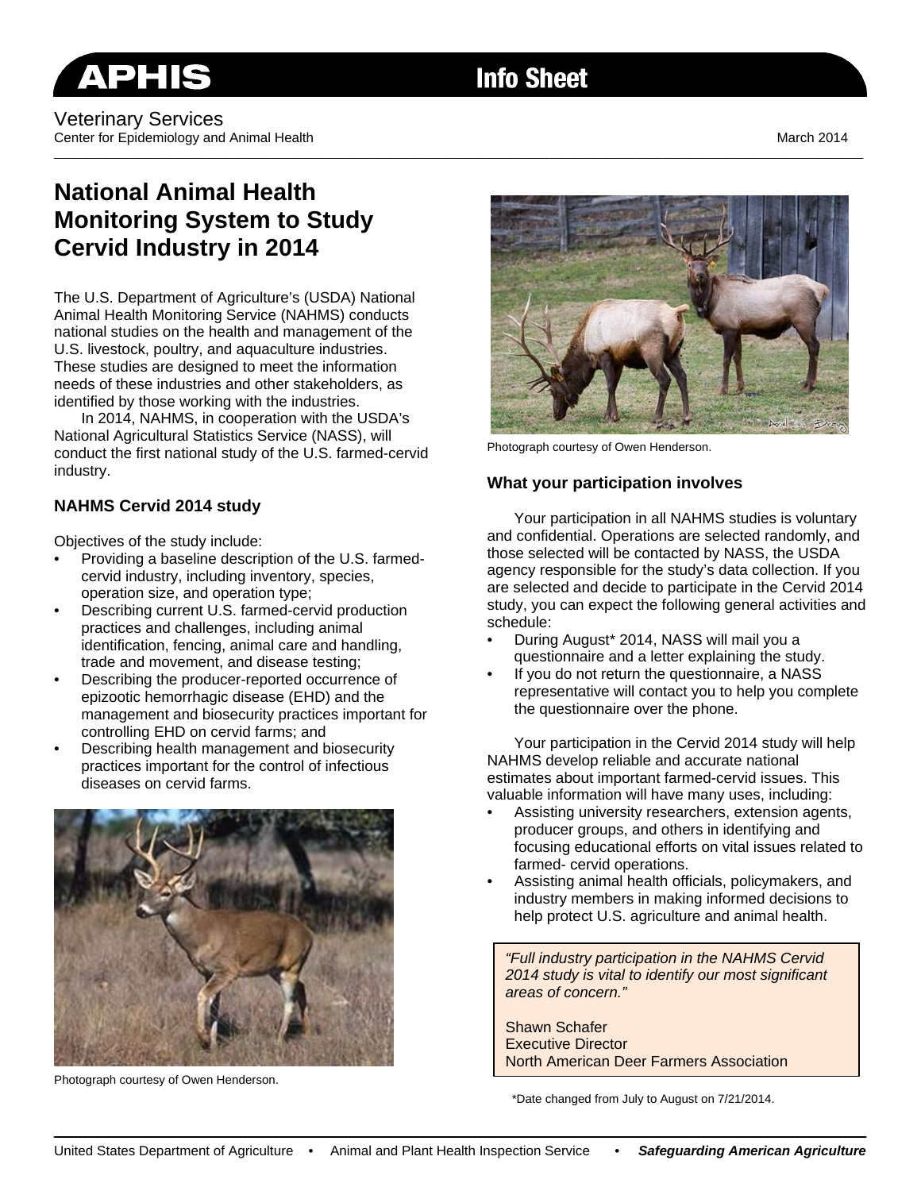# National Animal Health Monitoring System to Study Cervid Industry in 2014

Veterinary Services
Center for Epidemiology and Animal Health

March 2014

The U.S. Department of Agriculture's (USDA) National Animal Health Monitoring Service (NAHMS) conducts national studies on the health and management of the U.S. livestock, poultry, and aquaculture industries. These studies are designed to meet the information needs of these industries and other stakeholders, as identified by those working with the industries.

In 2014, NAHMS, in cooperation with the USDA's National Agricultural Statistics Service (NASS), will conduct the first national study of the U.S. farmed-cervid industry.

## NAHMS Cervid 2014 study

Objectives of the study include:

- Providing a baseline description of the U.S. farmed-cervid industry, including inventory, species, operation size, and operation type;
- Describing current U.S. farmed-cervid production practices and challenges, including animal identification, fencing, animal care and handling, trade and movement, and disease testing;
- Describing the producer-reported occurrence of epizootic hemorrhagic disease (EHD) and the management and biosecurity practices important for controlling EHD on cervid farms; and
- Describing health management and biosecurity practices important for the control of infectious diseases on cervid farms.

Photograph courtesy of Owen Henderson.

Photograph courtesy of Owen Henderson.

## What your participation involves

Your participation in all NAHMS studies is voluntary and confidential. Operations are selected randomly, and those selected will be contacted by NASS, the USDA agency responsible for the study's data collection. If you are selected and decide to participate in the Cervid 2014 study, you can expect the following general activities and schedule:

- During August* 2014, NASS will mail you a questionnaire and a letter explaining the study.
- If you do not return the questionnaire, a NASS representative will contact you to help you complete the questionnaire over the phone.

Your participation in the Cervid 2014 study will help NAHMS develop reliable and accurate national estimates about important farmed-cervid issues. This valuable information will have many uses, including:

- Assisting university researchers, extension agents, producer groups, and others in identifying and focusing educational efforts on vital issues related to farmed- cervid operations.
- Assisting animal health officials, policymakers, and industry members in making informed decisions to help protect U.S. agriculture and animal health.

> *"Full industry participation in the NAHMS Cervid 2014 study is vital to identify our most significant areas of concern."*
>
> Shawn Schafer
> Executive Director
> North American Deer Farmers Association

*Date changed from July to August on 7/21/2014.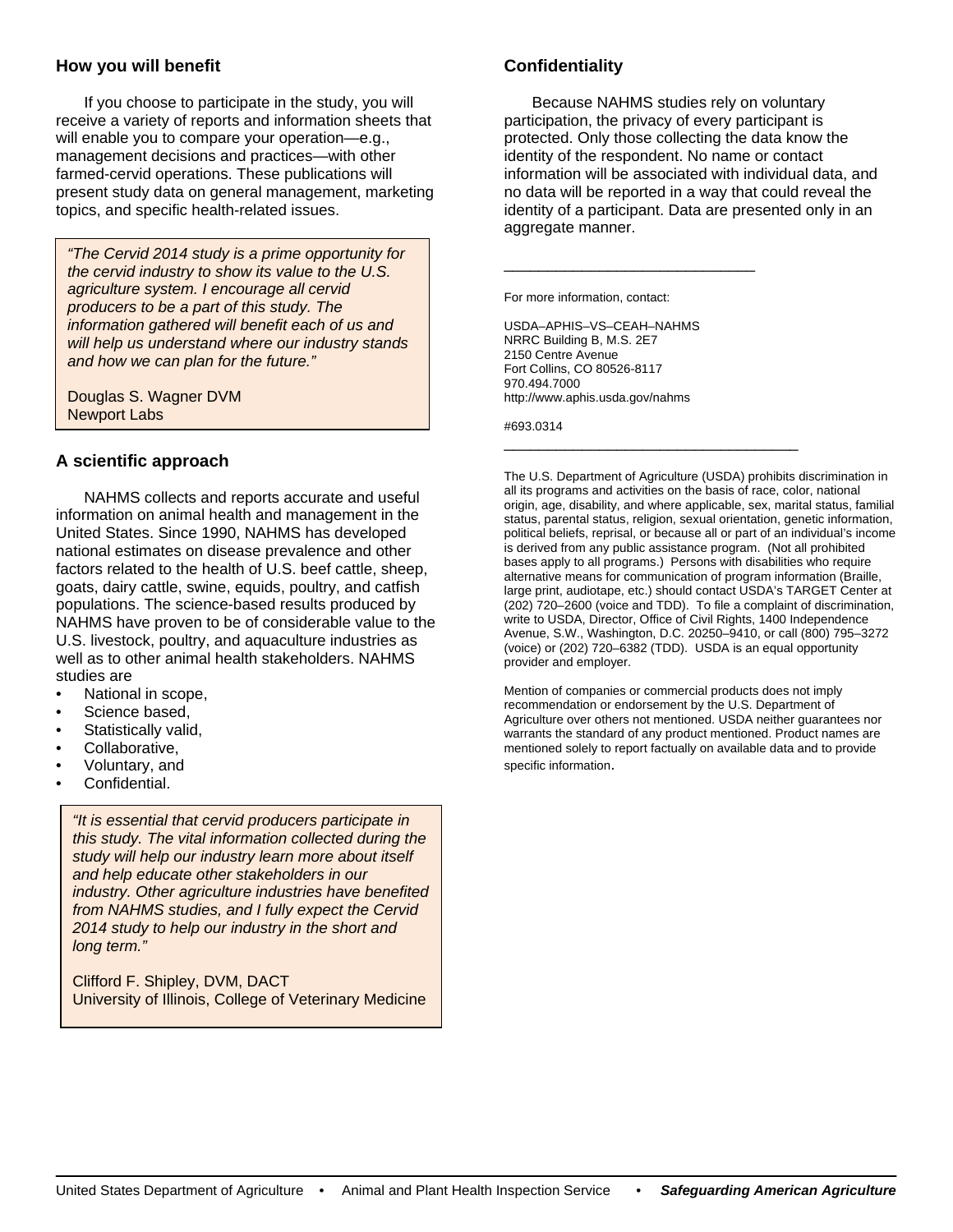## How you will benefit

If you choose to participate in the study, you will receive a variety of reports and information sheets that will enable you to compare your operation—e.g., management decisions and practices—with other farmed-cervid operations. These publications will present study data on general management, marketing topics, and specific health-related issues.

> *"The Cervid 2014 study is a prime opportunity for the cervid industry to show its value to the U.S. agriculture system. I encourage all cervid producers to be a part of this study. The information gathered will benefit each of us and will help us understand where our industry stands and how we can plan for the future."*
>
> Douglas S. Wagner DVM
> Newport Labs

## A scientific approach

NAHMS collects and reports accurate and useful information on animal health and management in the United States. Since 1990, NAHMS has developed national estimates on disease prevalence and other factors related to the health of U.S. beef cattle, sheep, goats, dairy cattle, swine, equids, poultry, and catfish populations. The science-based results produced by NAHMS have proven to be of considerable value to the U.S. livestock, poultry, and aquaculture industries as well as to other animal health stakeholders. NAHMS studies are

- National in scope,
- Science based,
- Statistically valid,
- Collaborative,
- Voluntary, and
- Confidential.

> *"It is essential that cervid producers participate in this study. The vital information collected during the study will help our industry learn more about itself and help educate other stakeholders in our industry. Other agriculture industries have benefited from NAHMS studies, and I fully expect the Cervid 2014 study to help our industry in the short and long term."*
>
> Clifford F. Shipley, DVM, DACT
> University of Illinois, College of Veterinary Medicine

## Confidentiality

Because NAHMS studies rely on voluntary participation, the privacy of every participant is protected. Only those collecting the data know the identity of the respondent. No name or contact information will be associated with individual data, and no data will be reported in a way that could reveal the identity of a participant. Data are presented only in an aggregate manner.

---

For more information, contact:

USDA–APHIS–VS–CEAH–NAHMS
NRRC Building B, M.S. 2E7
2150 Centre Avenue
Fort Collins, CO 80526-8117
970.494.7000
http://www.aphis.usda.gov/nahms

#693.0314

---

The U.S. Department of Agriculture (USDA) prohibits discrimination in all its programs and activities on the basis of race, color, national origin, age, disability, and where applicable, sex, marital status, familial status, parental status, religion, sexual orientation, genetic information, political beliefs, reprisal, or because all or part of an individual's income is derived from any public assistance program. (Not all prohibited bases apply to all programs.) Persons with disabilities who require alternative means for communication of program information (Braille, large print, audiotape, etc.) should contact USDA's TARGET Center at (202) 720–2600 (voice and TDD). To file a complaint of discrimination, write to USDA, Director, Office of Civil Rights, 1400 Independence Avenue, S.W., Washington, D.C. 20250–9410, or call (800) 795–3272 (voice) or (202) 720–6382 (TDD). USDA is an equal opportunity provider and employer.

Mention of companies or commercial products does not imply recommendation or endorsement by the U.S. Department of Agriculture over others not mentioned. USDA neither guarantees nor warrants the standard of any product mentioned. Product names are mentioned solely to report factually on available data and to provide specific information.